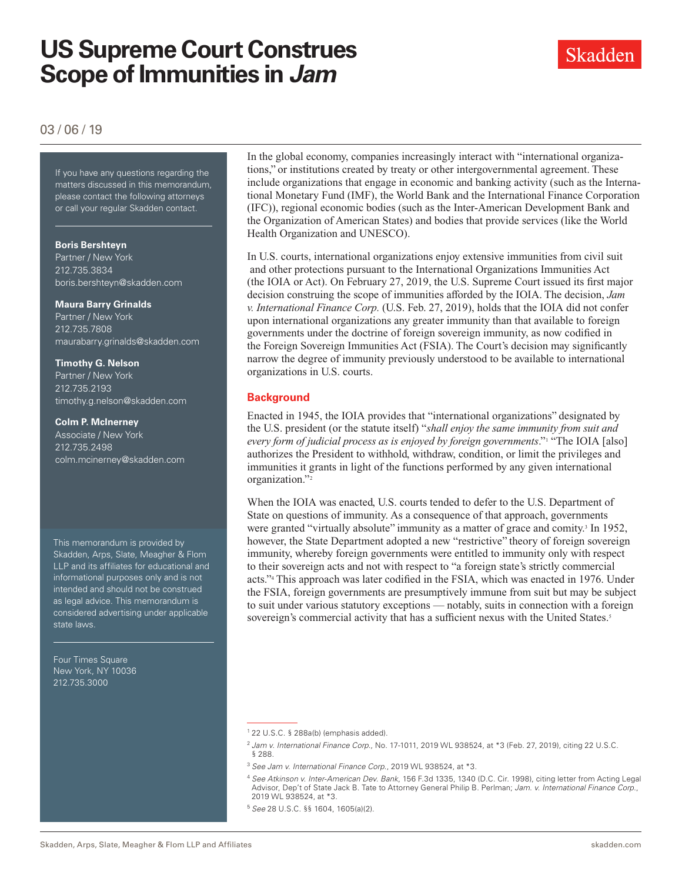# US Supreme Court Construes Scope of Immunities in *Jam*

03 / 06 / 19

If you have any questions regarding the matters discussed in this memorandum, please contact the following attorneys or call your regular Skadden contact.

**Boris Bershteyn**
Partner / New York
212.735.3834
boris.bershteyn@skadden.com

**Maura Barry Grinalds**
Partner / New York
212.735.7808
maurabarry.grinalds@skadden.com

**Timothy G. Nelson**
Partner / New York
212.735.2193
timothy.g.nelson@skadden.com

**Colm P. McInerney**
Associate / New York
212.735.2498
colm.mcinerney@skadden.com

This memorandum is provided by Skadden, Arps, Slate, Meagher & Flom LLP and its affiliates for educational and informational purposes only and is not intended and should not be construed as legal advice. This memorandum is considered advertising under applicable state laws.

Four Times Square
New York, NY 10036
212.735.3000

In the global economy, companies increasingly interact with "international organizations," or institutions created by treaty or other intergovernmental agreement. These include organizations that engage in economic and banking activity (such as the International Monetary Fund (IMF), the World Bank and the International Finance Corporation (IFC)), regional economic bodies (such as the Inter-American Development Bank and the Organization of American States) and bodies that provide services (like the World Health Organization and UNESCO).

In U.S. courts, international organizations enjoy extensive immunities from civil suit and other protections pursuant to the International Organizations Immunities Act (the IOIA or Act). On February 27, 2019, the U.S. Supreme Court issued its first major decision construing the scope of immunities afforded by the IOIA. The decision, *Jam v. International Finance Corp.* (U.S. Feb. 27, 2019), holds that the IOIA did not confer upon international organizations any greater immunity than that available to foreign governments under the doctrine of foreign sovereign immunity, as now codified in the Foreign Sovereign Immunities Act (FSIA). The Court's decision may significantly narrow the degree of immunity previously understood to be available to international organizations in U.S. courts.

## Background

Enacted in 1945, the IOIA provides that "international organizations" designated by the U.S. president (or the statute itself) "*shall enjoy the same immunity from suit and every form of judicial process as is enjoyed by foreign governments*."[1] "The IOIA [also] authorizes the President to withhold, withdraw, condition, or limit the privileges and immunities it grants in light of the functions performed by any given international organization."[2]

When the IOIA was enacted, U.S. courts tended to defer to the U.S. Department of State on questions of immunity. As a consequence of that approach, governments were granted "virtually absolute" immunity as a matter of grace and comity.[3] In 1952, however, the State Department adopted a new "restrictive" theory of foreign sovereign immunity, whereby foreign governments were entitled to immunity only with respect to their sovereign acts and not with respect to "a foreign state's strictly commercial acts."[4] This approach was later codified in the FSIA, which was enacted in 1976. Under the FSIA, foreign governments are presumptively immune from suit but may be subject to suit under various statutory exceptions — notably, suits in connection with a foreign sovereign's commercial activity that has a sufficient nexus with the United States.[5]

---

[1] 22 U.S.C. § 288a(b) (emphasis added).

[2] *Jam v. International Finance Corp.*, No. 17-1011, 2019 WL 938524, at *3 (Feb. 27, 2019), citing 22 U.S.C. § 288.

[3] *See Jam v. International Finance Corp.*, 2019 WL 938524, at *3.

[4] *See Atkinson v. Inter-American Dev. Bank*, 156 F.3d 1335, 1340 (D.C. Cir. 1998), citing letter from Acting Legal Advisor, Dep't of State Jack B. Tate to Attorney General Philip B. Perlman; *Jam. v. International Finance Corp.*, 2019 WL 938524, at *3.

[5] *See* 28 U.S.C. §§ 1604, 1605(a)(2).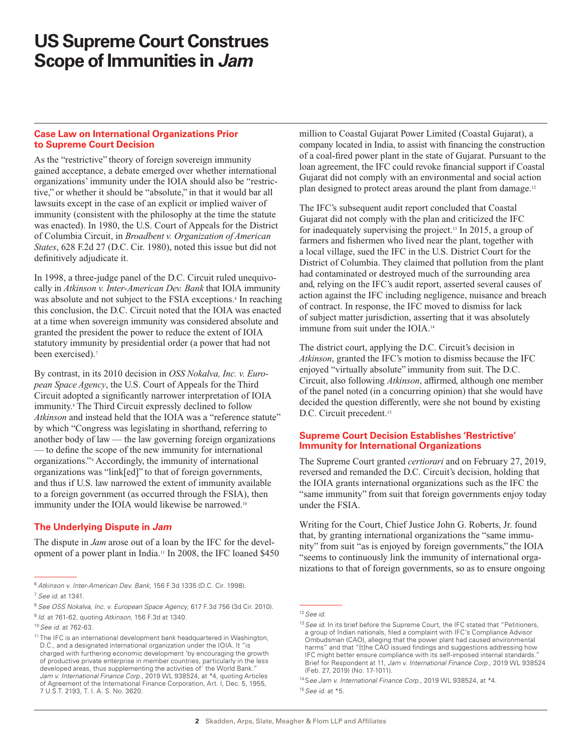# US Supreme Court Construes Scope of Immunities in *Jam*

### Case Law on International Organizations Prior to Supreme Court Decision

As the "restrictive" theory of foreign sovereign immunity gained acceptance, a debate emerged over whether international organizations' immunity under the IOIA should also be "restrictive," or whether it should be "absolute," in that it would bar all lawsuits except in the case of an explicit or implied waiver of immunity (consistent with the philosophy at the time the statute was enacted). In 1980, the U.S. Court of Appeals for the District of Columbia Circuit, in *Broadbent v. Organization of American States*, 628 F.2d 27 (D.C. Cir. 1980), noted this issue but did not definitively adjudicate it.

In 1998, a three-judge panel of the D.C. Circuit ruled unequivocally in *Atkinson v. Inter-American Dev. Bank* that IOIA immunity was absolute and not subject to the FSIA exceptions.[6] In reaching this conclusion, the D.C. Circuit noted that the IOIA was enacted at a time when sovereign immunity was considered absolute and granted the president the power to reduce the extent of IOIA statutory immunity by presidential order (a power that had not been exercised).[7]

By contrast, in its 2010 decision in *OSS Nokalva, Inc. v. European Space Agency*, the U.S. Court of Appeals for the Third Circuit adopted a significantly narrower interpretation of IOIA immunity.[8] The Third Circuit expressly declined to follow *Atkinson* and instead held that the IOIA was a "reference statute" by which "Congress was legislating in shorthand, referring to another body of law — the law governing foreign organizations — to define the scope of the new immunity for international organizations."[9] Accordingly, the immunity of international organizations was "link[ed]" to that of foreign governments, and thus if U.S. law narrowed the extent of immunity available to a foreign government (as occurred through the FSIA), then immunity under the IOIA would likewise be narrowed.[10]

### The Underlying Dispute in *Jam*

The dispute in *Jam* arose out of a loan by the IFC for the development of a power plant in India.[11] In 2008, the IFC loaned $450 million to Coastal Gujarat Power Limited (Coastal Gujarat), a company located in India, to assist with financing the construction of a coal-fired power plant in the state of Gujarat. Pursuant to the loan agreement, the IFC could revoke financial support if Coastal Gujarat did not comply with an environmental and social action plan designed to protect areas around the plant from damage.[12]

The IFC's subsequent audit report concluded that Coastal Gujarat did not comply with the plan and criticized the IFC for inadequately supervising the project.[13] In 2015, a group of farmers and fishermen who lived near the plant, together with a local village, sued the IFC in the U.S. District Court for the District of Columbia. They claimed that pollution from the plant had contaminated or destroyed much of the surrounding area and, relying on the IFC's audit report, asserted several causes of action against the IFC including negligence, nuisance and breach of contract. In response, the IFC moved to dismiss for lack of subject matter jurisdiction, asserting that it was absolutely immune from suit under the IOIA.[14]

The district court, applying the D.C. Circuit's decision in *Atkinson*, granted the IFC's motion to dismiss because the IFC enjoyed "virtually absolute" immunity from suit. The D.C. Circuit, also following *Atkinson*, affirmed, although one member of the panel noted (in a concurring opinion) that she would have decided the question differently, were she not bound by existing D.C. Circuit precedent.[15]

### Supreme Court Decision Establishes 'Restrictive' Immunity for International Organizations

The Supreme Court granted *certiorari* and on February 27, 2019, reversed and remanded the D.C. Circuit's decision, holding that the IOIA grants international organizations such as the IFC the "same immunity" from suit that foreign governments enjoy today under the FSIA.

Writing for the Court, Chief Justice John G. Roberts, Jr. found that, by granting international organizations the "same immunity" from suit "as is enjoyed by foreign governments," the IOIA "seems to continuously link the immunity of international organizations to that of foreign governments, so as to ensure ongoing

---

[6] *Atkinson v. Inter-American Dev. Bank*, 156 F.3d 1335 (D.C. Cir. 1998).

[7] *See id.* at 1341.

[8] *See OSS Nokalva, Inc. v. European Space Agency*, 617 F.3d 756 (3d Cir. 2010).

[9] *Id.* at 761-62, quoting *Atkinson*, 156 F.3d at 1340.

[10] *See id.* at 762-63.

[11] The IFC is an international development bank headquartered in Washington, D.C., and a designated international organization under the IOIA. It "is charged with furthering economic development 'by encouraging the growth of productive private enterprise in member countries, particularly in the less developed areas, thus supplementing the activities of' the World Bank." *Jam v. International Finance Corp.*, 2019 WL 938524, at *4, quoting Articles of Agreement of the International Finance Corporation, Art. I, Dec. 5, 1955, 7 U.S.T. 2193, T. I. A. S. No. 3620.

[12] *See id.*

[13] *See id.* In its brief before the Supreme Court, the IFC stated that "Petitioners, a group of Indian nationals, filed a complaint with IFC's Compliance Advisor Ombudsman (CAO), alleging that the power plant had caused environmental harms" and that "[t]he CAO issued findings and suggestions addressing how IFC might better ensure compliance with its self-imposed internal standards." Brief for Respondent at 11, *Jam v. International Finance Corp.*, 2019 WL 938524 (Feb. 27, 2019) (No. 17-1011).

[14] *See Jam v. International Finance Corp.*, 2019 WL 938524, at *4.

[15] *See id.* at *5.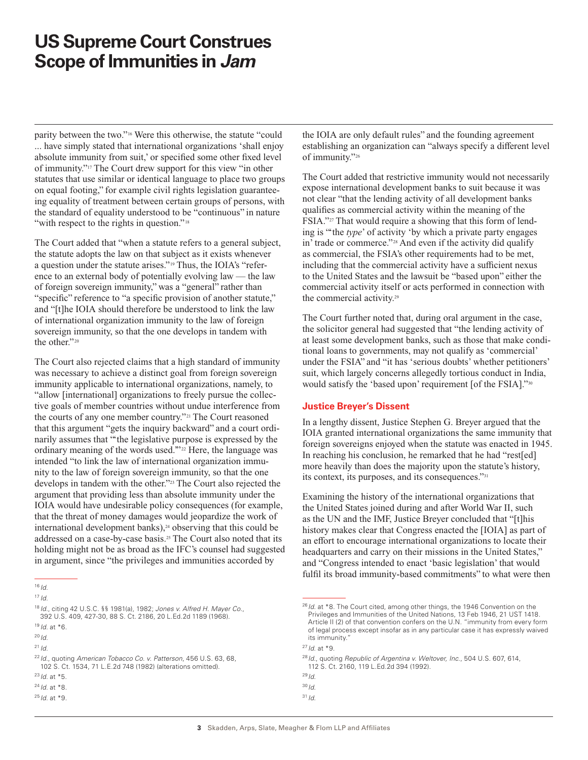parity between the two."[16] Were this otherwise, the statute "could ... have simply stated that international organizations 'shall enjoy absolute immunity from suit,' or specified some other fixed level of immunity."[17] The Court drew support for this view "in other statutes that use similar or identical language to place two groups on equal footing," for example civil rights legislation guaranteeing equality of treatment between certain groups of persons, with the standard of equality understood to be "continuous" in nature "with respect to the rights in question."[18]

The Court added that "when a statute refers to a general subject, the statute adopts the law on that subject as it exists whenever a question under the statute arises."[19] Thus, the IOIA's "reference to an external body of potentially evolving law — the law of foreign sovereign immunity," was a "general" rather than "specific" reference to "a specific provision of another statute," and "[t]he IOIA should therefore be understood to link the law of international organization immunity to the law of foreign sovereign immunity, so that the one develops in tandem with the other."[20]

The Court also rejected claims that a high standard of immunity was necessary to achieve a distinct goal from foreign sovereign immunity applicable to international organizations, namely, to "allow [international] organizations to freely pursue the collective goals of member countries without undue interference from the courts of any one member country."[21] The Court reasoned that this argument "gets the inquiry backward" and a court ordinarily assumes that "'the legislative purpose is expressed by the ordinary meaning of the words used.'"[22] Here, the language was intended "to link the law of international organization immunity to the law of foreign sovereign immunity, so that the one develops in tandem with the other."[23] The Court also rejected the argument that providing less than absolute immunity under the IOIA would have undesirable policy consequences (for example, that the threat of money damages would jeopardize the work of international development banks),[24] observing that this could be addressed on a case-by-case basis.[25] The Court also noted that its holding might not be as broad as the IFC's counsel had suggested in argument, since "the privileges and immunities accorded by the IOIA are only default rules" and the founding agreement establishing an organization can "always specify a different level of immunity."[26]

The Court added that restrictive immunity would not necessarily expose international development banks to suit because it was not clear "that the lending activity of all development banks qualifies as commercial activity within the meaning of the FSIA."[27] That would require a showing that this form of lending is "'the *type*' of activity 'by which a private party engages in' trade or commerce."[28] And even if the activity did qualify as commercial, the FSIA's other requirements had to be met, including that the commercial activity have a sufficient nexus to the United States and the lawsuit be "based upon" either the commercial activity itself or acts performed in connection with the commercial activity.[29]

The Court further noted that, during oral argument in the case, the solicitor general had suggested that "the lending activity of at least some development banks, such as those that make conditional loans to governments, may not qualify as 'commercial' under the FSIA" and "it has 'serious doubts' whether petitioners' suit, which largely concerns allegedly tortious conduct in India, would satisfy the 'based upon' requirement [of the FSIA]."[30]

## Justice Breyer's Dissent

In a lengthy dissent, Justice Stephen G. Breyer argued that the IOIA granted international organizations the same immunity that foreign sovereigns enjoyed when the statute was enacted in 1945. In reaching his conclusion, he remarked that he had "rest[ed] more heavily than does the majority upon the statute's history, its context, its purposes, and its consequences."[31]

Examining the history of the international organizations that the United States joined during and after World War II, such as the UN and the IMF, Justice Breyer concluded that "[t]his history makes clear that Congress enacted the [IOIA] as part of an effort to encourage international organizations to locate their headquarters and carry on their missions in the United States," and "Congress intended to enact 'basic legislation' that would fulfil its broad immunity-based commitments" to what were then

---

[16] *Id.*

[17] *Id.*

[18] *Id.*, citing 42 U.S.C. §§ 1981(a), 1982; *Jones v. Alfred H. Mayer Co.*, 392 U.S. 409, 427-30, 88 S. Ct. 2186, 20 L.Ed.2d 1189 (1968).

[19] *Id.* at *6.

[20] *Id.*

[21] *Id.*

[22] *Id.*, quoting *American Tobacco Co. v. Patterson*, 456 U.S. 63, 68, 102 S. Ct. 1534, 71 L.Ed.2d 748 (1982) (alterations omitted).

[23] *Id.* at *5.

[24] *Id.* at *8.

[25] *Id.* at *9.

[26] *Id.* at *8. The Court cited, among other things, the 1946 Convention on the Privileges and Immunities of the United Nations, 13 Feb 1946, 21 UST 1418. Article II (2) of that convention confers on the U.N. "immunity from every form of legal process except insofar as in any particular case it has expressly waived its immunity."

[27] *Id.* at *9.

[28] *Id.*, quoting *Republic of Argentina v. Weltover, Inc.*, 504 U.S. 607, 614, 112 S. Ct. 2160, 119 L.Ed.2d 394 (1992).

[29] *Id.*

[30] *Id.*

[31] *Id.*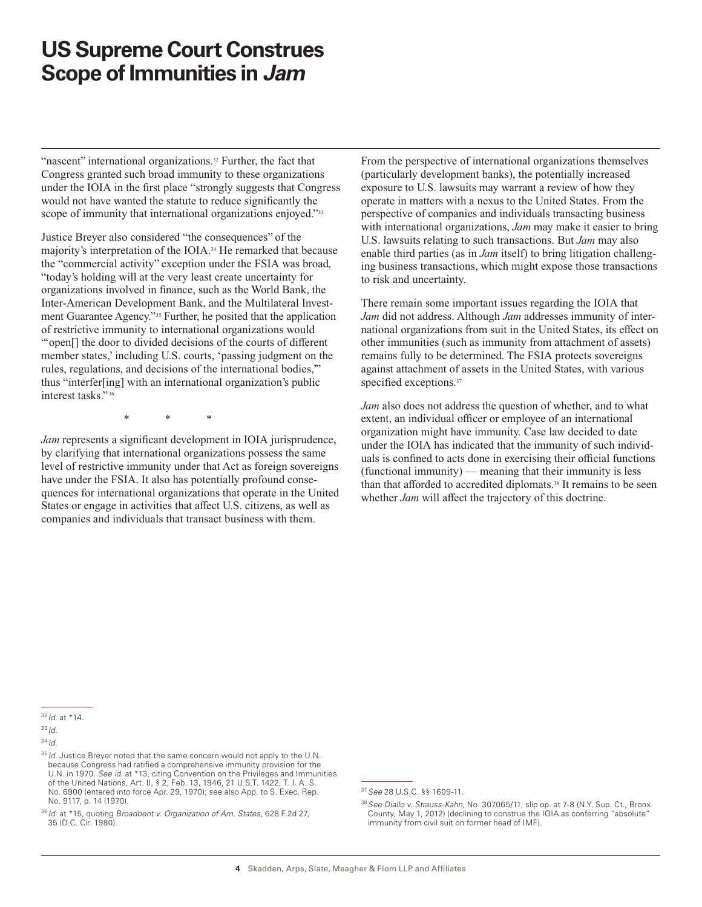"nascent" international organizations.[32] Further, the fact that Congress granted such broad immunity to these organizations under the IOIA in the first place "strongly suggests that Congress would not have wanted the statute to reduce significantly the scope of immunity that international organizations enjoyed."[33]

Justice Breyer also considered "the consequences" of the majority's interpretation of the IOIA.[34] He remarked that because the "commercial activity" exception under the FSIA was broad, "today's holding will at the very least create uncertainty for organizations involved in finance, such as the World Bank, the Inter-American Development Bank, and the Multilateral Investment Guarantee Agency."[35] Further, he posited that the application of restrictive immunity to international organizations would "'open[] the door to divided decisions of the courts of different member states,' including U.S. courts, 'passing judgment on the rules, regulations, and decisions of the international bodies,'" thus "interfer[ing] with an international organization's public interest tasks."[36]

\* \* \*

*Jam* represents a significant development in IOIA jurisprudence, by clarifying that international organizations possess the same level of restrictive immunity under that Act as foreign sovereigns have under the FSIA. It also has potentially profound consequences for international organizations that operate in the United States or engage in activities that affect U.S. citizens, as well as companies and individuals that transact business with them.

From the perspective of international organizations themselves (particularly development banks), the potentially increased exposure to U.S. lawsuits may warrant a review of how they operate in matters with a nexus to the United States. From the perspective of companies and individuals transacting business with international organizations, *Jam* may make it easier to bring U.S. lawsuits relating to such transactions. But *Jam* may also enable third parties (as in *Jam* itself) to bring litigation challenging business transactions, which might expose those transactions to risk and uncertainty.

There remain some important issues regarding the IOIA that *Jam* did not address. Although *Jam* addresses immunity of international organizations from suit in the United States, its effect on other immunities (such as immunity from attachment of assets) remains fully to be determined. The FSIA protects sovereigns against attachment of assets in the United States, with various specified exceptions.[37]

*Jam* also does not address the question of whether, and to what extent, an individual officer or employee of an international organization might have immunity. Case law decided to date under the IOIA has indicated that the immunity of such individuals is confined to acts done in exercising their official functions (functional immunity) — meaning that their immunity is less than that afforded to accredited diplomats.[38] It remains to be seen whether *Jam* will affect the trajectory of this doctrine.

---

[32] *Id.* at \*14.

[33] *Id.*

[34] *Id.*

[35] *Id.* Justice Breyer noted that the same concern would not apply to the U.N. because Congress had ratified a comprehensive immunity provision for the U.N. in 1970. *See id.* at \*13, citing Convention on the Privileges and Immunities of the United Nations, Art. II, § 2, Feb. 13, 1946, 21 U.S.T. 1422, T. I. A. S. No. 6900 (entered into force Apr. 29, 1970); see also App. to S. Exec. Rep. No. 9117, p. 14 (1970).

[36] *Id.* at \*15, quoting *Broadbent v. Organization of Am. States,* 628 F.2d 27, 35 (D.C. Cir. 1980).

[37] *See* 28 U.S.C. §§ 1609-11.

[38] *See Diallo v. Strauss-Kahn,* No. 307065/11, slip op. at 7-8 (N.Y. Sup. Ct., Bronx County, May 1, 2012) (declining to construe the IOIA as conferring "absolute" immunity from civil suit on former head of IMF).